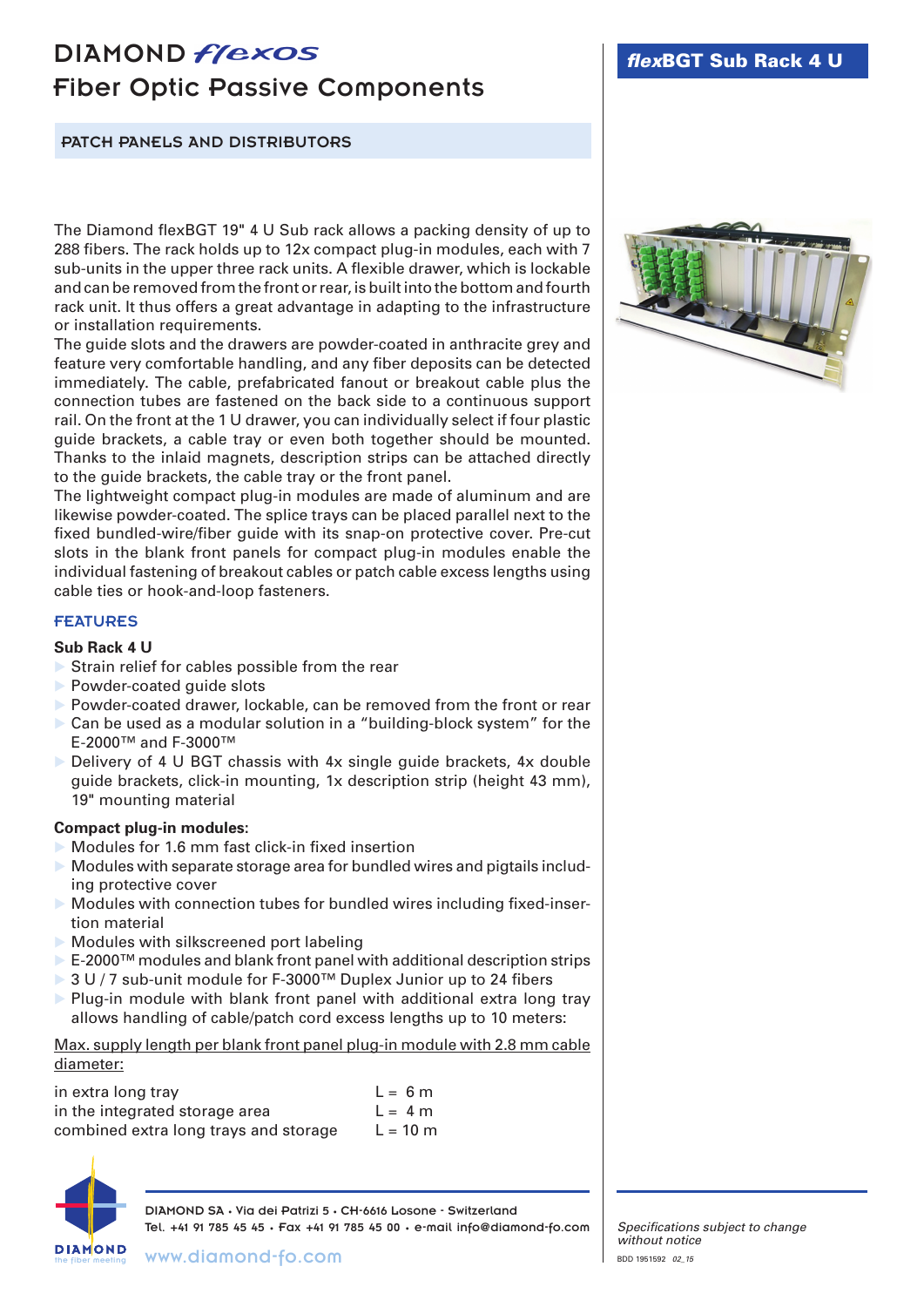# DIAMOND *flexos*

## Fiber Optic Passive Components

**PATCH PANELS AND DISTRIBUTORS**

## *flex*BGT Sub Rack 4 U

The Diamond flexBGT 19" 4 U Sub rack allows a packing density of up to 288 fibers. The rack holds up to 12x compact plug-in modules, each with 7 sub-units in the upper three rack units. A flexible drawer, which is lockable and can be removed from the front or rear, is built into the bottom and fourth rack unit. It thus offers a great advantage in adapting to the infrastructure or installation requirements.
The guide slots and the drawers are powder-coated in anthracite grey and feature very comfortable handling, and any fiber deposits can be detected immediately. The cable, prefabricated fanout or breakout cable plus the connection tubes are fastened on the back side to a continuous support rail. On the front at the 1 U drawer, you can individually select if four plastic guide brackets, a cable tray or even both together should be mounted. Thanks to the inlaid magnets, description strips can be attached directly to the guide brackets, the cable tray or the front panel.
The lightweight compact plug-in modules are made of aluminum and are likewise powder-coated. The splice trays can be placed parallel next to the fixed bundled-wire/fiber guide with its snap-on protective cover. Pre-cut slots in the blank front panels for compact plug-in modules enable the individual fastening of breakout cables or patch cable excess lengths using cable ties or hook-and-loop fasteners.

### FEATURES

**Sub Rack 4 U**

- Strain relief for cables possible from the rear
- Powder-coated guide slots
- Powder-coated drawer, lockable, can be removed from the front or rear
- Can be used as a modular solution in a “building-block system” for the E-2000™ and F-3000™
- Delivery of 4 U BGT chassis with 4x single guide brackets, 4x double guide brackets, click-in mounting, 1x description strip (height 43 mm), 19" mounting material

**Compact plug-in modules:**

- Modules for 1.6 mm fast click-in fixed insertion
- Modules with separate storage area for bundled wires and pigtails including protective cover
- Modules with connection tubes for bundled wires including fixed-insertion material
- Modules with silkscreened port labeling
- E-2000™ modules and blank front panel with additional description strips
- 3 U / 7 sub-unit module for F-3000™ Duplex Junior up to 24 fibers
- Plug-in module with blank front panel with additional extra long tray allows handling of cable/patch cord excess lengths up to 10 meters:

Max. supply length per blank front panel plug-in module with 2.8 mm cable diameter:

| | |
|---|---|
| in extra long tray | L = 6 m |
| in the integrated storage area | L = 4 m |
| combined extra long trays and storage | L = 10 m |

DIAMOND SA • Via dei Patrizi 5 • CH-6616 Losone - Switzerland
Tel. +41 91 785 45 45 • Fax +41 91 785 45 00 • e-mail info@diamond-fo.com
www.diamond-fo.com

*Specifications subject to change without notice*

BDD 1951592 *02_15*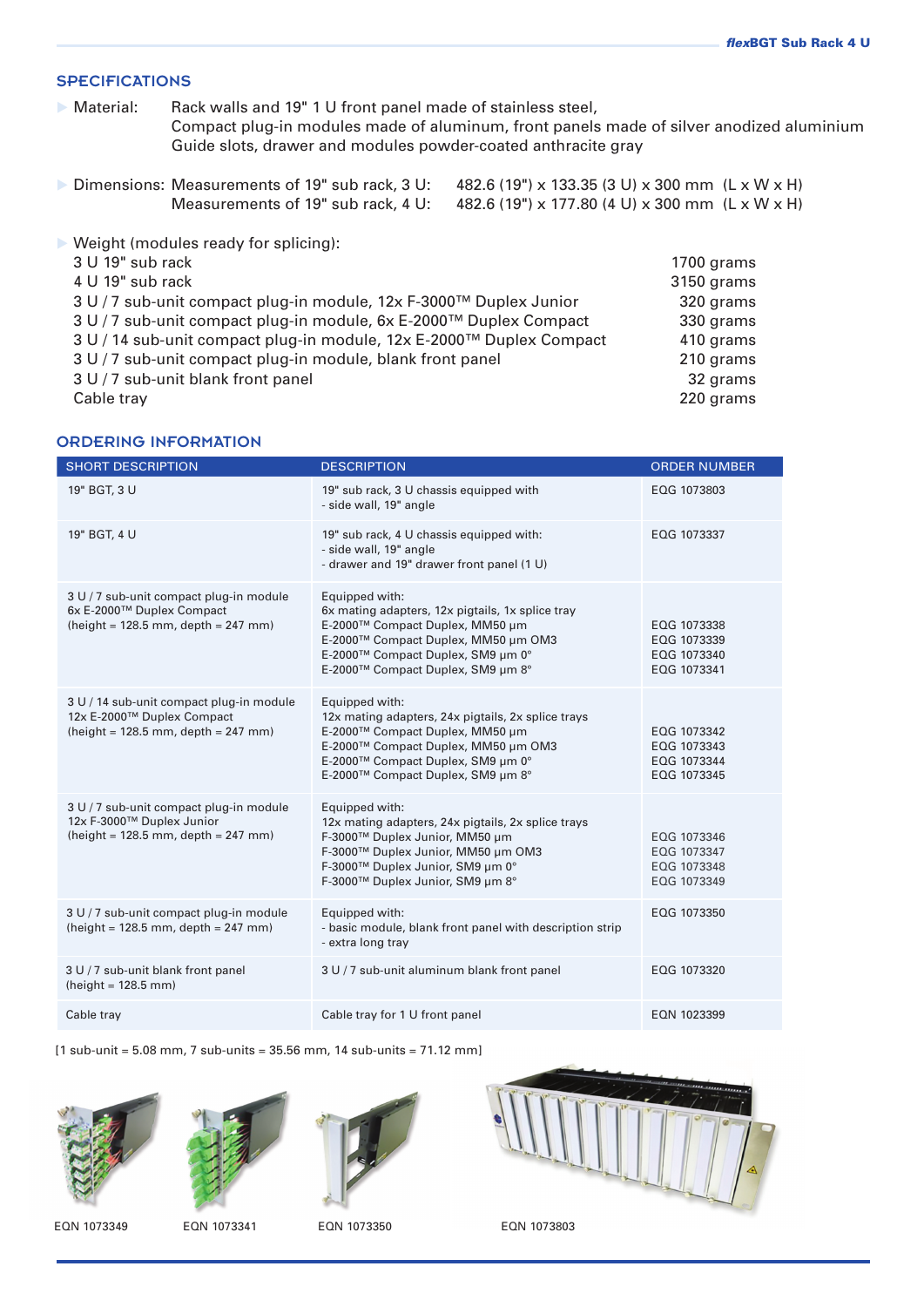## SPECIFICATIONS

- Material: Rack walls and 19" 1 U front panel made of stainless steel, Compact plug-in modules made of aluminum, front panels made of silver anodized aluminium Guide slots, drawer and modules powder-coated anthracite gray

- Dimensions: Measurements of 19" sub rack, 3 U: 482.6 (19") x 133.35 (3 U) x 300 mm (L x W x H)
  Measurements of 19" sub rack, 4 U: 482.6 (19") x 177.80 (4 U) x 300 mm (L x W x H)

- Weight (modules ready for splicing):

| | |
|---|---|
| 3 U 19" sub rack | 1700 grams |
| 4 U 19" sub rack | 3150 grams |
| 3 U / 7 sub-unit compact plug-in module, 12x F-3000™ Duplex Junior | 320 grams |
| 3 U / 7 sub-unit compact plug-in module, 6x E-2000™ Duplex Compact | 330 grams |
| 3 U / 14 sub-unit compact plug-in module, 12x E-2000™ Duplex Compact | 410 grams |
| 3 U / 7 sub-unit compact plug-in module, blank front panel | 210 grams |
| 3 U / 7 sub-unit blank front panel | 32 grams |
| Cable tray | 220 grams |

## ORDERING INFORMATION

| SHORT DESCRIPTION | DESCRIPTION | ORDER NUMBER |
|---|---|---|
| 19" BGT, 3 U | 19" sub rack, 3 U chassis equipped with<br>- side wall, 19" angle | EQG 1073803 |
| 19" BGT, 4 U | 19" sub rack, 4 U chassis equipped with:<br>- side wall, 19" angle<br>- drawer and 19" drawer front panel (1 U) | EQG 1073337 |
| 3 U / 7 sub-unit compact plug-in module 6x E-2000™ Duplex Compact (height = 128.5 mm, depth = 247 mm) | Equipped with:<br>6x mating adapters, 12x pigtails, 1x splice tray<br>E-2000™ Compact Duplex, MM50 µm<br>E-2000™ Compact Duplex, MM50 µm OM3<br>E-2000™ Compact Duplex, SM9 µm 0°<br>E-2000™ Compact Duplex, SM9 µm 8° | <br><br>EQG 1073338<br>EQG 1073339<br>EQG 1073340<br>EQG 1073341 |
| 3 U / 14 sub-unit compact plug-in module 12x E-2000™ Duplex Compact (height = 128.5 mm, depth = 247 mm) | Equipped with:<br>12x mating adapters, 24x pigtails, 2x splice trays<br>E-2000™ Compact Duplex, MM50 µm<br>E-2000™ Compact Duplex, MM50 µm OM3<br>E-2000™ Compact Duplex, SM9 µm 0°<br>E-2000™ Compact Duplex, SM9 µm 8° | <br><br>EQG 1073342<br>EQG 1073343<br>EQG 1073344<br>EQG 1073345 |
| 3 U / 7 sub-unit compact plug-in module 12x F-3000™ Duplex Junior (height = 128.5 mm, depth = 247 mm) | Equipped with:<br>12x mating adapters, 24x pigtails, 2x splice trays<br>F-3000™ Duplex Junior, MM50 µm<br>F-3000™ Duplex Junior, MM50 µm OM3<br>F-3000™ Duplex Junior, SM9 µm 0°<br>F-3000™ Duplex Junior, SM9 µm 8° | <br><br>EQG 1073346<br>EQG 1073347<br>EQG 1073348<br>EQG 1073349 |
| 3 U / 7 sub-unit compact plug-in module (height = 128.5 mm, depth = 247 mm) | Equipped with:<br>- basic module, blank front panel with description strip<br>- extra long tray | EQG 1073350 |
| 3 U / 7 sub-unit blank front panel (height = 128.5 mm) | 3 U / 7 sub-unit aluminum blank front panel | EQG 1073320 |
| Cable tray | Cable tray for 1 U front panel | EQN 1023399 |

[1 sub-unit = 5.08 mm, 7 sub-units = 35.56 mm, 14 sub-units = 71.12 mm]

EQN 1073349

EQN 1073341

EQN 1073350

EQN 1073803